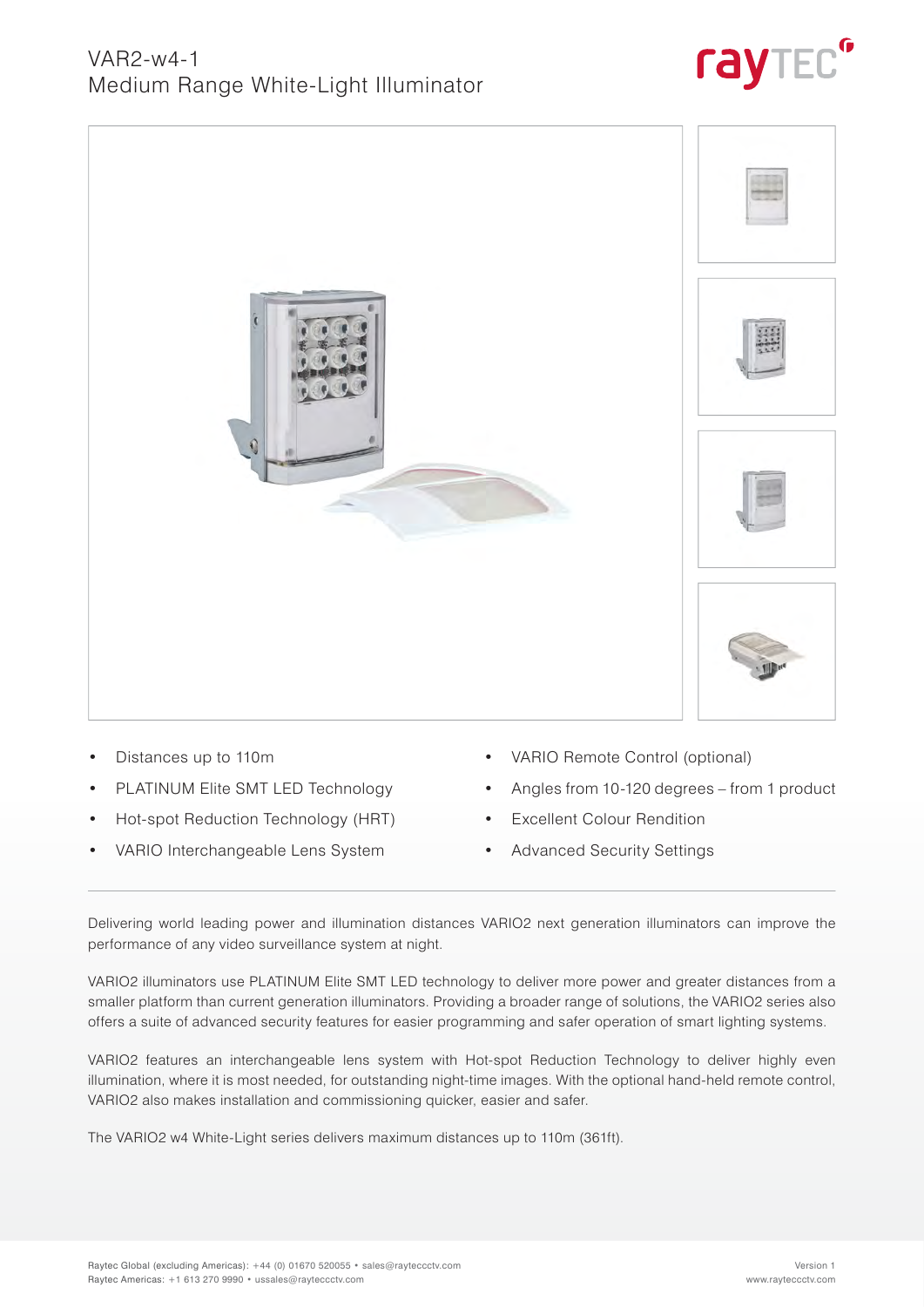# VAR2-w4-1
## Medium Range White-Light Illuminator

- Distances up to 110m
- PLATINUM Elite SMT LED Technology
- Hot-spot Reduction Technology (HRT)
- VARIO Interchangeable Lens System
- VARIO Remote Control (optional)
- Angles from 10-120 degrees – from 1 product
- Excellent Colour Rendition
- Advanced Security Settings

Delivering world leading power and illumination distances VARIO2 next generation illuminators can improve the performance of any video surveillance system at night.

VARIO2 illuminators use PLATINUM Elite SMT LED technology to deliver more power and greater distances from a smaller platform than current generation illuminators. Providing a broader range of solutions, the VARIO2 series also offers a suite of advanced security features for easier programming and safer operation of smart lighting systems.

VARIO2 features an interchangeable lens system with Hot-spot Reduction Technology to deliver highly even illumination, where it is most needed, for outstanding night-time images. With the optional hand-held remote control, VARIO2 also makes installation and commissioning quicker, easier and safer.

The VARIO2 w4 White-Light series delivers maximum distances up to 110m (361ft).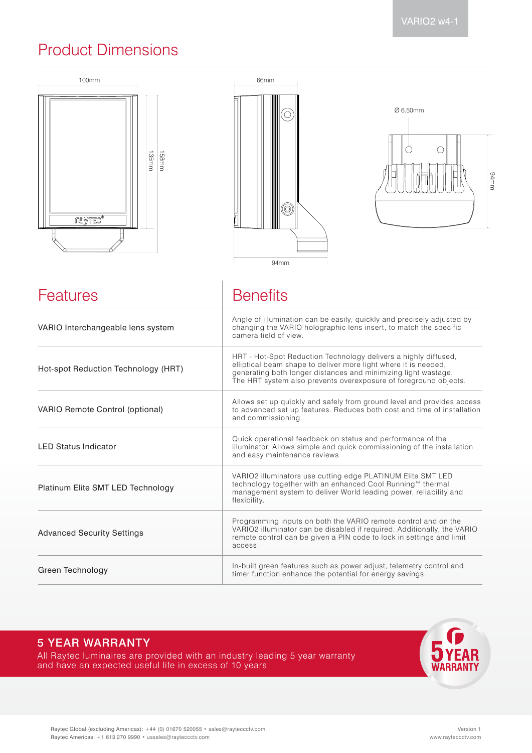VARIO2 w4-1

## Product Dimensions

100mm

135mm

158mm

66mm

94mm

Ø 6.50mm

94mm

| Features | Benefits |
|---|---|
| VARIO Interchangeable lens system | Angle of illumination can be easily, quickly and precisely adjusted by changing the VARIO holographic lens insert, to match the specific camera field of view. |
| Hot-spot Reduction Technology (HRT) | HRT - Hot-Spot Reduction Technology delivers a highly diffused, elliptical beam shape to deliver more light where it is needed, generating both longer distances and minimizing light wastage. The HRT system also prevents overexposure of foreground objects. |
| VARIO Remote Control (optional) | Allows set up quickly and safely from ground level and provides access to advanced set up features. Reduces both cost and time of installation and commissioning. |
| LED Status Indicator | Quick operational feedback on status and performance of the illuminator. Allows simple and quick commissioning of the installation and easy maintenance reviews |
| Platinum Elite SMT LED Technology | VARIO2 illuminators use cutting edge PLATINUM Elite SMT LED technology together with an enhanced Cool Running™ thermal management system to deliver World leading power, reliability and flexibility. |
| Advanced Security Settings | Programming inputs on both the VARIO remote control and on the VARIO2 illuminator can be disabled if required. Additionally, the VARIO remote control can be given a PIN code to lock in settings and limit access. |
| Green Technology | In-built green features such as power adjust, telemetry control and timer function enhance the potential for energy savings. |

### 5 YEAR WARRANTY

All Raytec luminaires are provided with an industry leading 5 year warranty and have an expected useful life in excess of 10 years

5 YEAR WARRANTY

Raytec Global (excluding Americas): +44 (0) 01670 520055 • sales@rayteccctv.com
Raytec Americas: +1 613 270 9990 • ussales@rayteccctv.com

Version 1
www.rayteccctv.com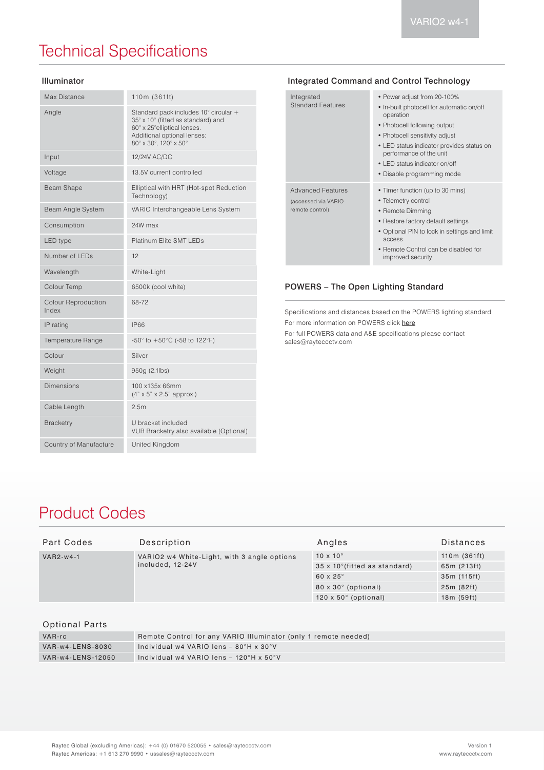VARIO2 w4-1

# Technical Specifications

### Illuminator

| | |
|---|---|
| Max Distance | 110m (361ft) |
| Angle | Standard pack includes 10° circular + 35° x 10° (fitted as standard) and 60° x 25°elliptical lenses. Additional optional lenses: 80° x 30°, 120° x 50° |
| Input | 12/24V AC/DC |
| Voltage | 13.5V current controlled |
| Beam Shape | Elliptical with HRT (Hot-spot Reduction Technology) |
| Beam Angle System | VARIO Interchangeable Lens System |
| Consumption | 24W max |
| LED type | Platinum Elite SMT LEDs |
| Number of LEDs | 12 |
| Wavelength | White-Light |
| Colour Temp | 6500k (cool white) |
| Colour Reproduction Index | 68-72 |
| IP rating | IP66 |
| Temperature Range | -50° to +50°C (-58 to 122°F) |
| Colour | Silver |
| Weight | 950g (2.1lbs) |
| Dimensions | 100 x135x 66mm (4" x 5" x 2.5" approx.) |
| Cable Length | 2.5m |
| Bracketry | U bracket included VUB Bracketry also available (Optional) |
| Country of Manufacture | United Kingdom |

### Integrated Command and Control Technology

| | |
|---|---|
| Integrated Standard Features | • Power adjust from 20-100%<br>• In-built photocell for automatic on/off operation<br>• Photocell following output<br>• Photocell sensitivity adjust<br>• LED status indicator provides status on performance of the unit<br>• LED status indicator on/off<br>• Disable programming mode |
| Advanced Features (accessed via VARIO remote control) | • Timer function (up to 30 mins)<br>• Telemetry control<br>• Remote Dimming<br>• Restore factory default settings<br>• Optional PIN to lock in settings and limit access<br>• Remote Control can be disabled for improved security |

### POWERS – The Open Lighting Standard

Specifications and distances based on the POWERS lighting standard

For more information on POWERS click here

For full POWERS data and A&E specifications please contact sales@rayteccctv.com

# Product Codes

| Part Codes | Description | Angles | Distances |
|---|---|---|---|
| VAR2-w4-1 | VARIO2 w4 White-Light, with 3 angle options included, 12-24V | 10 x 10° | 110m (361ft) |
| | | 35 x 10°(fitted as standard) | 65m (213ft) |
| | | 60 x 25° | 35m (115ft) |
| | | 80 x 30° (optional) | 25m (82ft) |
| | | 120 x 50° (optional) | 18m (59ft) |

### Optional Parts

| | |
|---|---|
| VAR-rc | Remote Control for any VARIO Illuminator (only 1 remote needed) |
| VAR-w4-LENS-8030 | Individual w4 VARIO lens – 80°H x 30°V |
| VAR-w4-LENS-12050 | Individual w4 VARIO lens – 120°H x 50°V |

Raytec Global (excluding Americas): +44 (0) 01670 520055 • sales@rayteccctv.com
Raytec Americas: +1 613 270 9990 • ussales@rayteccctv.com

Version 1
www.rayteccctv.com